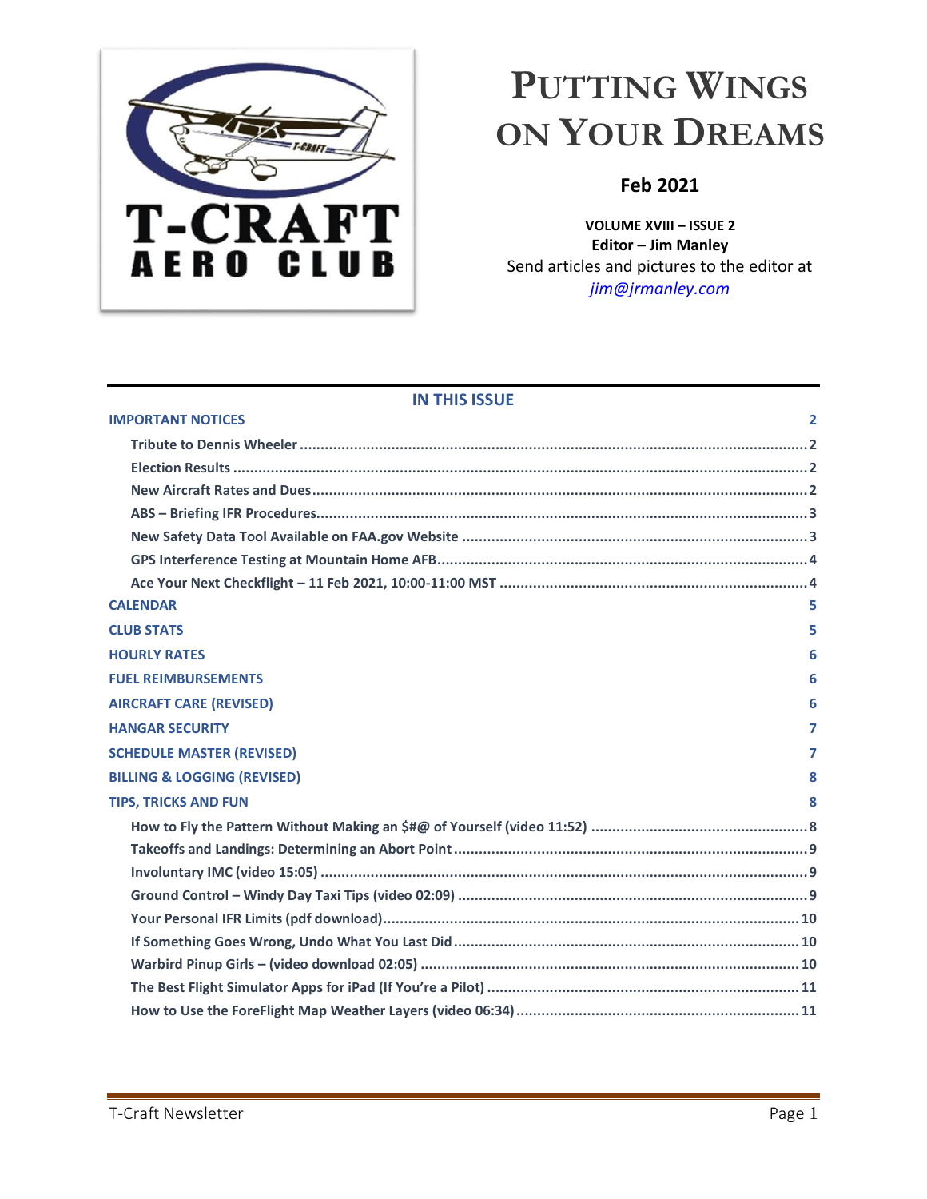# PUTTING WINGS ON YOUR DREAMS

**Feb 2021**

**VOLUME XVIII – ISSUE 2**
**Editor – Jim Manley**
Send articles and pictures to the editor at
*jim@jrmanley.com*

## IN THIS ISSUE

- **IMPORTANT NOTICES** .... 2
  - Tribute to Dennis Wheeler .... 2
  - Election Results .... 2
  - New Aircraft Rates and Dues .... 2
  - ABS – Briefing IFR Procedures .... 3
  - New Safety Data Tool Available on FAA.gov Website .... 3
  - GPS Interference Testing at Mountain Home AFB .... 4
  - Ace Your Next Checkflight – 11 Feb 2021, 10:00-11:00 MST .... 4
- **CALENDAR** .... 5
- **CLUB STATS** .... 5
- **HOURLY RATES** .... 6
- **FUEL REIMBURSEMENTS** .... 6
- **AIRCRAFT CARE (REVISED)** .... 6
- **HANGAR SECURITY** .... 7
- **SCHEDULE MASTER (REVISED)** .... 7
- **BILLING & LOGGING (REVISED)** .... 8
- **TIPS, TRICKS AND FUN** .... 8
  - How to Fly the Pattern Without Making an $#@ of Yourself (video 11:52) .... 8
  - Takeoffs and Landings: Determining an Abort Point .... 9
  - Involuntary IMC (video 15:05) .... 9
  - Ground Control – Windy Day Taxi Tips (video 02:09) .... 9
  - Your Personal IFR Limits (pdf download) .... 10
  - If Something Goes Wrong, Undo What You Last Did .... 10
  - Warbird Pinup Girls – (video download 02:05) .... 10
  - The Best Flight Simulator Apps for iPad (If You're a Pilot) .... 11
  - How to Use the ForeFlight Map Weather Layers (video 06:34) .... 11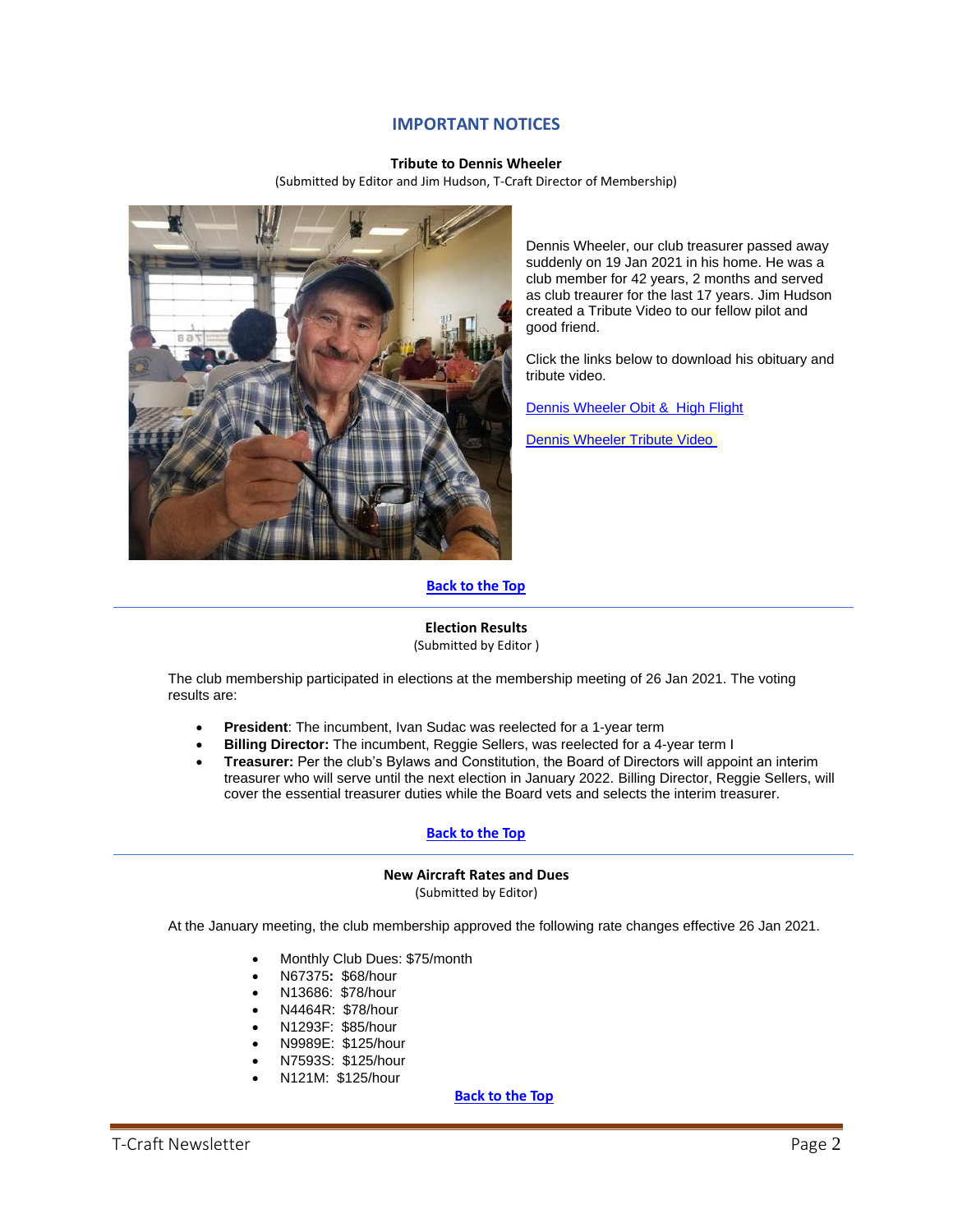## IMPORTANT NOTICES

### Tribute to Dennis Wheeler

(Submitted by Editor and Jim Hudson, T-Craft Director of Membership)

Dennis Wheeler, our club treasurer passed away suddenly on 19 Jan 2021 in his home. He was a club member for 42 years, 2 months and served as club treaurer for the last 17 years. Jim Hudson created a Tribute Video to our fellow pilot and good friend.

Click the links below to download his obituary and tribute video.

Dennis Wheeler Obit & High Flight

Dennis Wheeler Tribute Video

**Back to the Top**

---

### Election Results

(Submitted by Editor )

The club membership participated in elections at the membership meeting of 26 Jan 2021. The voting results are:

- **President**: The incumbent, Ivan Sudac was reelected for a 1-year term
- **Billing Director:** The incumbent, Reggie Sellers, was reelected for a 4-year term I
- **Treasurer:** Per the club's Bylaws and Constitution, the Board of Directors will appoint an interim treasurer who will serve until the next election in January 2022. Billing Director, Reggie Sellers, will cover the essential treasurer duties while the Board vets and selects the interim treasurer.

**Back to the Top**

---

### New Aircraft Rates and Dues

(Submitted by Editor)

At the January meeting, the club membership approved the following rate changes effective 26 Jan 2021.

- Monthly Club Dues: $75/month
- N67375**:** $68/hour
- N13686: $78/hour
- N4464R: $78/hour
- N1293F: $85/hour
- N9989E: $125/hour
- N7593S: $125/hour
- N121M: $125/hour

**Back to the Top**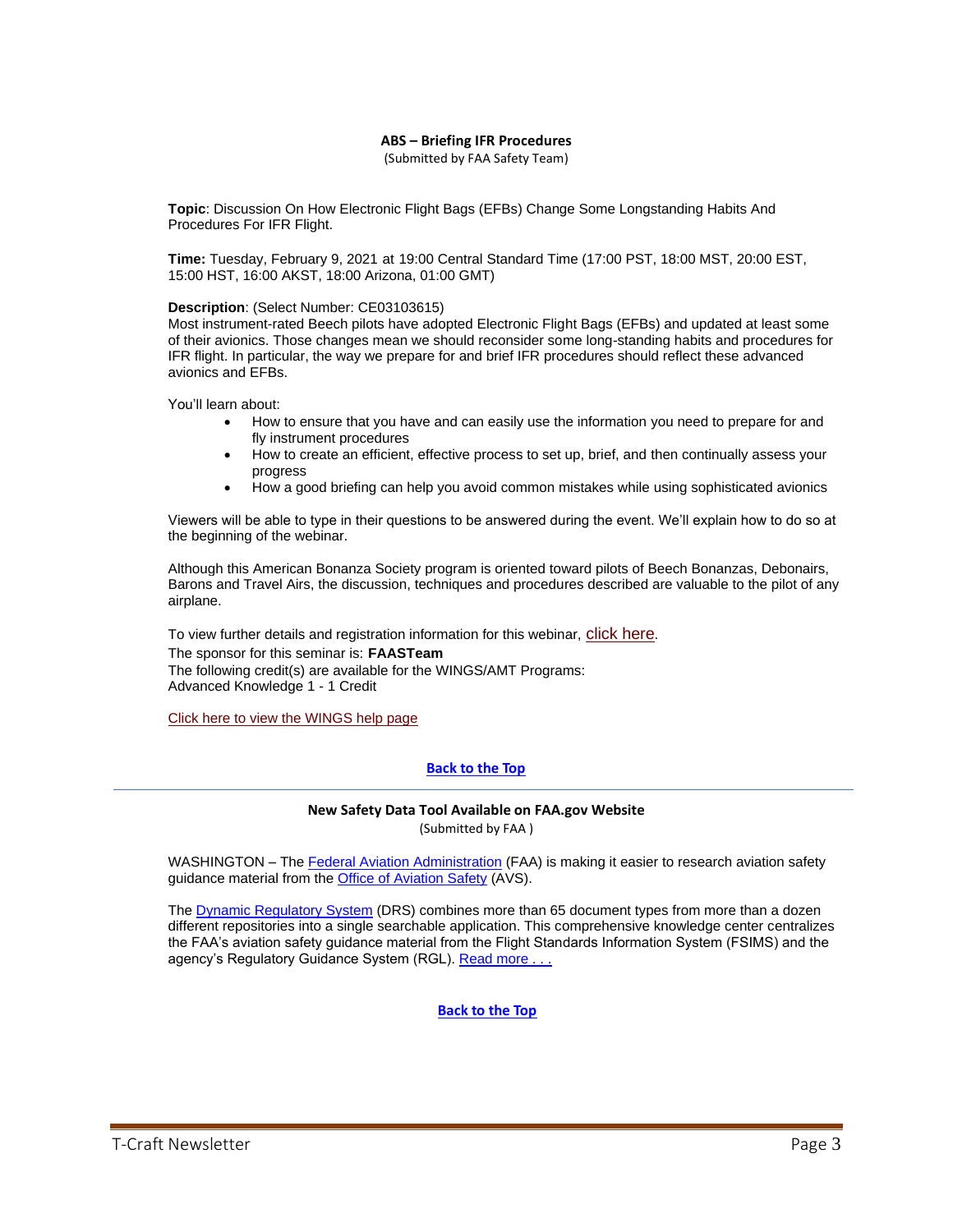## ABS – Briefing IFR Procedures

(Submitted by FAA Safety Team)

**Topic**: Discussion On How Electronic Flight Bags (EFBs) Change Some Longstanding Habits And Procedures For IFR Flight.

**Time:** Tuesday, February 9, 2021 at 19:00 Central Standard Time (17:00 PST, 18:00 MST, 20:00 EST, 15:00 HST, 16:00 AKST, 18:00 Arizona, 01:00 GMT)

**Description**: (Select Number: CE03103615)
Most instrument-rated Beech pilots have adopted Electronic Flight Bags (EFBs) and updated at least some of their avionics. Those changes mean we should reconsider some long-standing habits and procedures for IFR flight. In particular, the way we prepare for and brief IFR procedures should reflect these advanced avionics and EFBs.

You'll learn about:

- How to ensure that you have and can easily use the information you need to prepare for and fly instrument procedures
- How to create an efficient, effective process to set up, brief, and then continually assess your progress
- How a good briefing can help you avoid common mistakes while using sophisticated avionics

Viewers will be able to type in their questions to be answered during the event. We'll explain how to do so at the beginning of the webinar.

Although this American Bonanza Society program is oriented toward pilots of Beech Bonanzas, Debonairs, Barons and Travel Airs, the discussion, techniques and procedures described are valuable to the pilot of any airplane.

To view further details and registration information for this webinar, click here.
The sponsor for this seminar is: **FAASTeam**
The following credit(s) are available for the WINGS/AMT Programs:
Advanced Knowledge 1 - 1 Credit

Click here to view the WINGS help page

**Back to the Top**

---

## New Safety Data Tool Available on FAA.gov Website

(Submitted by FAA )

WASHINGTON – The Federal Aviation Administration (FAA) is making it easier to research aviation safety guidance material from the Office of Aviation Safety (AVS).

The Dynamic Regulatory System (DRS) combines more than 65 document types from more than a dozen different repositories into a single searchable application. This comprehensive knowledge center centralizes the FAA's aviation safety guidance material from the Flight Standards Information System (FSIMS) and the agency's Regulatory Guidance System (RGL). Read more . . .

**Back to the Top**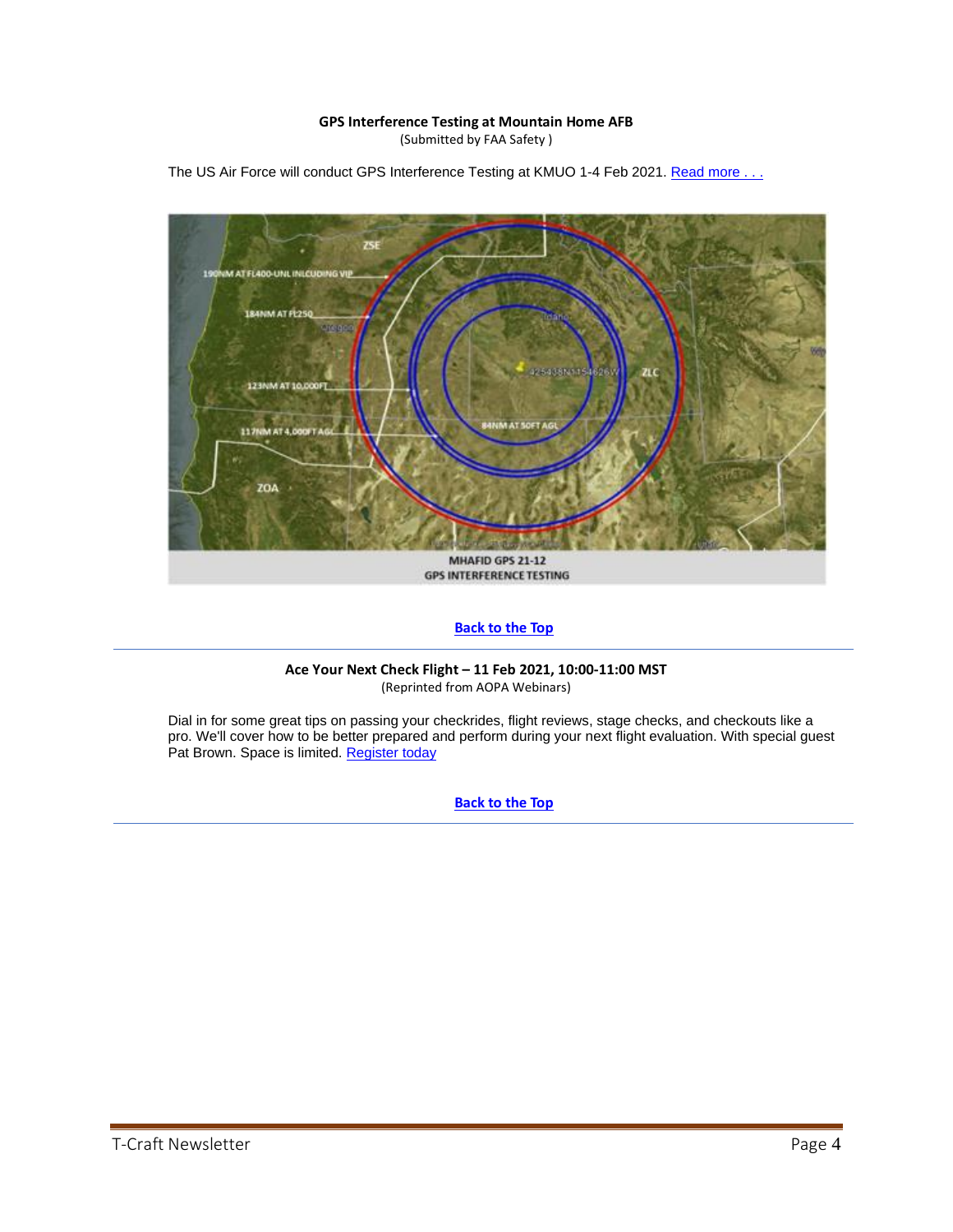**GPS Interference Testing at Mountain Home AFB**
(Submitted by FAA Safety )

The US Air Force will conduct GPS Interference Testing at KMUO 1-4 Feb 2021. Read more . . .

MHAFID GPS 21-12
GPS INTERFERENCE TESTING

Back to the Top

---

**Ace Your Next Check Flight – 11 Feb 2021, 10:00-11:00 MST**
(Reprinted from AOPA Webinars)

Dial in for some great tips on passing your checkrides, flight reviews, stage checks, and checkouts like a pro. We'll cover how to be better prepared and perform during your next flight evaluation. With special guest Pat Brown. Space is limited. Register today

Back to the Top

---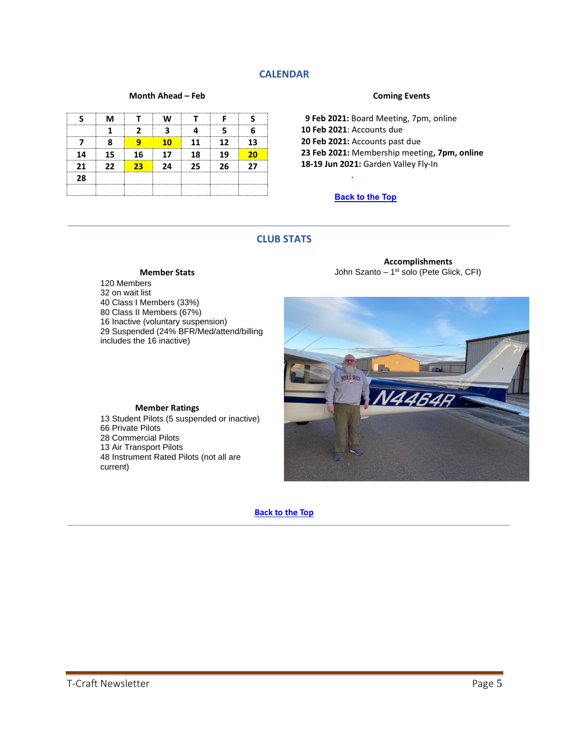## CALENDAR

### Month Ahead – Feb

| S | M | T | W | T | F | S |
|---|---|---|---|---|---|---|
| | 1 | 2 | 3 | 4 | 5 | 6 |
| 7 | 8 | 9 | 10 | 11 | 12 | 13 |
| 14 | 15 | 16 | 17 | 18 | 19 | 20 |
| 21 | 22 | 23 | 24 | 25 | 26 | 27 |
| 28 | | | | | | |
| | | | | | | |

### Coming Events

**9 Feb 2021:** Board Meeting, 7pm, online
**10 Feb 2021**: Accounts due
**20 Feb 2021:** Accounts past due
**23 Feb 2021:** Membership meeting**, 7pm, online**
**18-19 Jun 2021:** Garden Valley Fly-In

Back to the Top

## CLUB STATS

### Member Stats

120 Members
32 on wait list
40 Class I Members (33%)
80 Class II Members (67%)
16 Inactive (voluntary suspension)
29 Suspended (24% BFR/Med/attend/billing includes the 16 inactive)

### Member Ratings

13 Student Pilots (5 suspended or inactive)
66 Private Pilots
28 Commercial Pilots
13 Air Transport Pilots
48 Instrument Rated Pilots (not all are current)

### Accomplishments

John Szanto – 1st solo (Pete Glick, CFI)

Back to the Top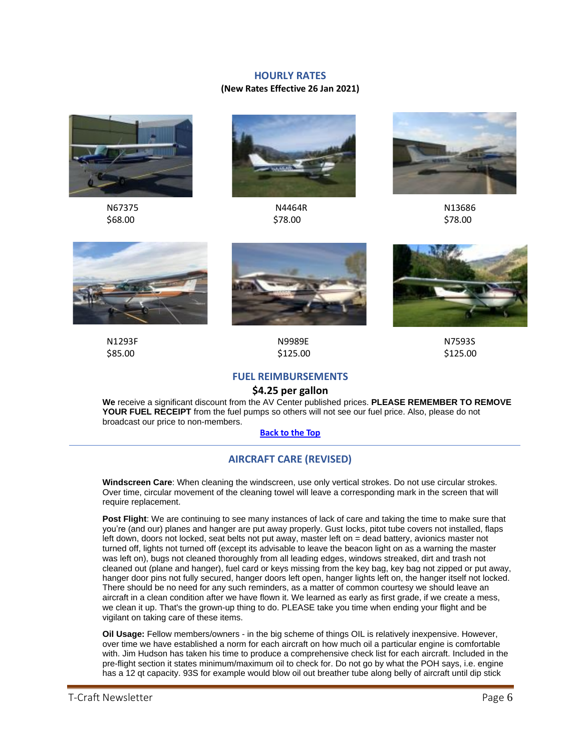## HOURLY RATES

**(New Rates Effective 26 Jan 2021)**

| Aircraft | Rate |
|---|---|
| N67375 | $68.00 |
| N4464R | $78.00 |
| N13686 | $78.00 |
| N1293F | $85.00 |
| N9989E | $125.00 |
| N7593S | $125.00 |

## FUEL REIMBURSEMENTS

**$4.25 per gallon**

**We** receive a significant discount from the AV Center published prices. **PLEASE REMEMBER TO REMOVE YOUR FUEL RECEIPT** from the fuel pumps so others will not see our fuel price. Also, please do not broadcast our price to non-members.

[Back to the Top]

---

## AIRCRAFT CARE (REVISED)

**Windscreen Care**: When cleaning the windscreen, use only vertical strokes. Do not use circular strokes. Over time, circular movement of the cleaning towel will leave a corresponding mark in the screen that will require replacement.

**Post Flight**: We are continuing to see many instances of lack of care and taking the time to make sure that you're (and our) planes and hanger are put away properly. Gust locks, pitot tube covers not installed, flaps left down, doors not locked, seat belts not put away, master left on = dead battery, avionics master not turned off, lights not turned off (except its advisable to leave the beacon light on as a warning the master was left on), bugs not cleaned thoroughly from all leading edges, windows streaked, dirt and trash not cleaned out (plane and hanger), fuel card or keys missing from the key bag, key bag not zipped or put away, hanger door pins not fully secured, hanger doors left open, hanger lights left on, the hanger itself not locked. There should be no need for any such reminders, as a matter of common courtesy we should leave an aircraft in a clean condition after we have flown it. We learned as early as first grade, if we create a mess, we clean it up. That's the grown-up thing to do. PLEASE take you time when ending your flight and be vigilant on taking care of these items.

**Oil Usage:** Fellow members/owners - in the big scheme of things OIL is relatively inexpensive. However, over time we have established a norm for each aircraft on how much oil a particular engine is comfortable with. Jim Hudson has taken his time to produce a comprehensive check list for each aircraft. Included in the pre-flight section it states minimum/maximum oil to check for. Do not go by what the POH says, i.e. engine has a 12 qt capacity. 93S for example would blow oil out breather tube along belly of aircraft until dip stick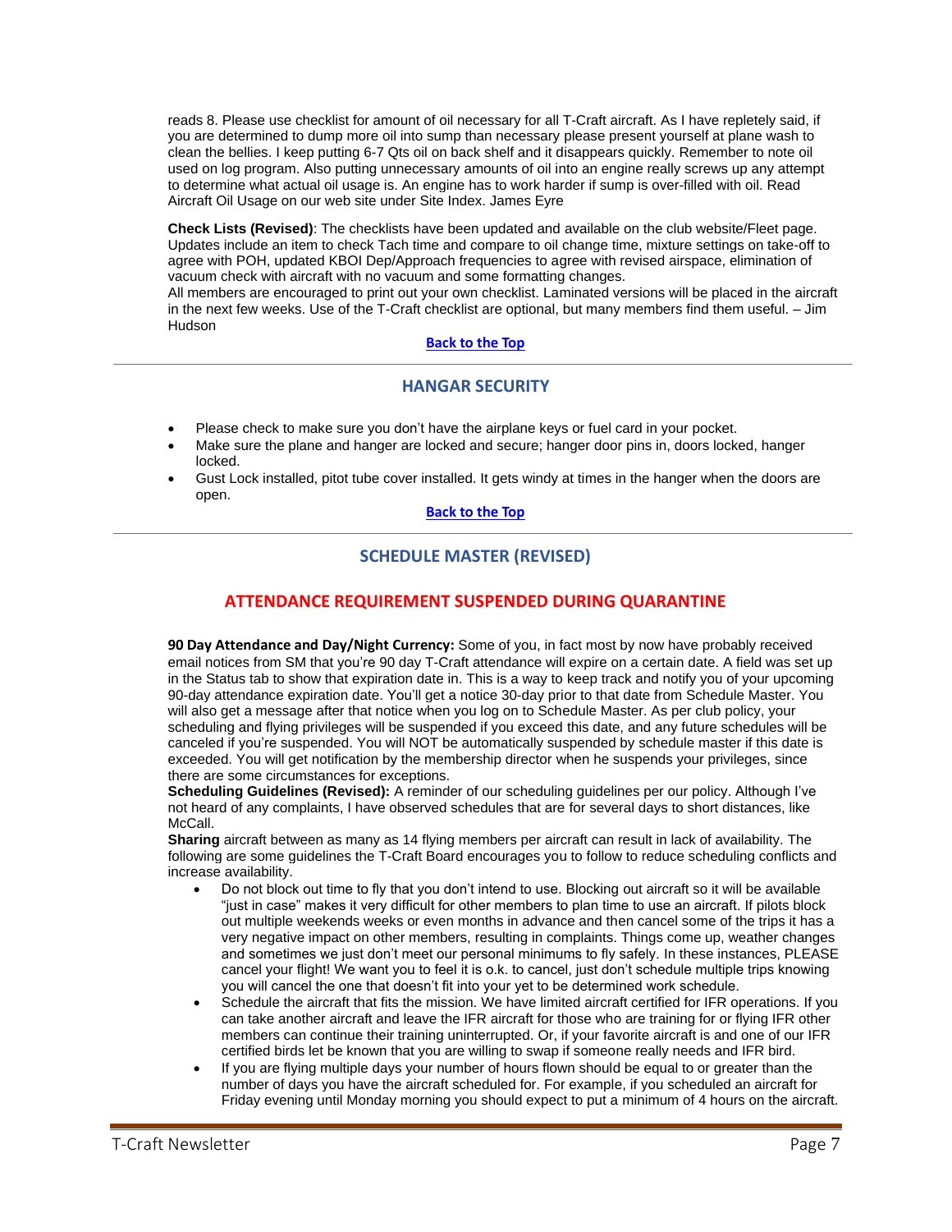reads 8. Please use checklist for amount of oil necessary for all T-Craft aircraft. As I have repletely said, if you are determined to dump more oil into sump than necessary please present yourself at plane wash to clean the bellies. I keep putting 6-7 Qts oil on back shelf and it disappears quickly. Remember to note oil used on log program. Also putting unnecessary amounts of oil into an engine really screws up any attempt to determine what actual oil usage is. An engine has to work harder if sump is over-filled with oil. Read Aircraft Oil Usage on our web site under Site Index. James Eyre

**Check Lists (Revised)**: The checklists have been updated and available on the club website/Fleet page. Updates include an item to check Tach time and compare to oil change time, mixture settings on take-off to agree with POH, updated KBOI Dep/Approach frequencies to agree with revised airspace, elimination of vacuum check with aircraft with no vacuum and some formatting changes.
All members are encouraged to print out your own checklist. Laminated versions will be placed in the aircraft in the next few weeks. Use of the T-Craft checklist are optional, but many members find them useful. – Jim Hudson

[Back to the Top]

---

## HANGAR SECURITY

- Please check to make sure you don't have the airplane keys or fuel card in your pocket.
- Make sure the plane and hanger are locked and secure; hanger door pins in, doors locked, hanger locked.
- Gust Lock installed, pitot tube cover installed. It gets windy at times in the hanger when the doors are open.

[Back to the Top]

---

## SCHEDULE MASTER (REVISED)

## ATTENDANCE REQUIREMENT SUSPENDED DURING QUARANTINE

**90 Day Attendance and Day/Night Currency:** Some of you, in fact most by now have probably received email notices from SM that you're 90 day T-Craft attendance will expire on a certain date. A field was set up in the Status tab to show that expiration date in. This is a way to keep track and notify you of your upcoming 90-day attendance expiration date. You'll get a notice 30-day prior to that date from Schedule Master. You will also get a message after that notice when you log on to Schedule Master. As per club policy, your scheduling and flying privileges will be suspended if you exceed this date, and any future schedules will be canceled if you're suspended. You will NOT be automatically suspended by schedule master if this date is exceeded. You will get notification by the membership director when he suspends your privileges, since there are some circumstances for exceptions.
**Scheduling Guidelines (Revised):** A reminder of our scheduling guidelines per our policy. Although I've not heard of any complaints, I have observed schedules that are for several days to short distances, like McCall.
**Sharing** aircraft between as many as 14 flying members per aircraft can result in lack of availability. The following are some guidelines the T-Craft Board encourages you to follow to reduce scheduling conflicts and increase availability.

- Do not block out time to fly that you don't intend to use. Blocking out aircraft so it will be available "just in case" makes it very difficult for other members to plan time to use an aircraft. If pilots block out multiple weekends weeks or even months in advance and then cancel some of the trips it has a very negative impact on other members, resulting in complaints. Things come up, weather changes and sometimes we just don't meet our personal minimums to fly safely. In these instances, PLEASE cancel your flight! We want you to feel it is o.k. to cancel, just don't schedule multiple trips knowing you will cancel the one that doesn't fit into your yet to be determined work schedule.
- Schedule the aircraft that fits the mission. We have limited aircraft certified for IFR operations. If you can take another aircraft and leave the IFR aircraft for those who are training for or flying IFR other members can continue their training uninterrupted. Or, if your favorite aircraft is and one of our IFR certified birds let be known that you are willing to swap if someone really needs and IFR bird.
- If you are flying multiple days your number of hours flown should be equal to or greater than the number of days you have the aircraft scheduled for. For example, if you scheduled an aircraft for Friday evening until Monday morning you should expect to put a minimum of 4 hours on the aircraft.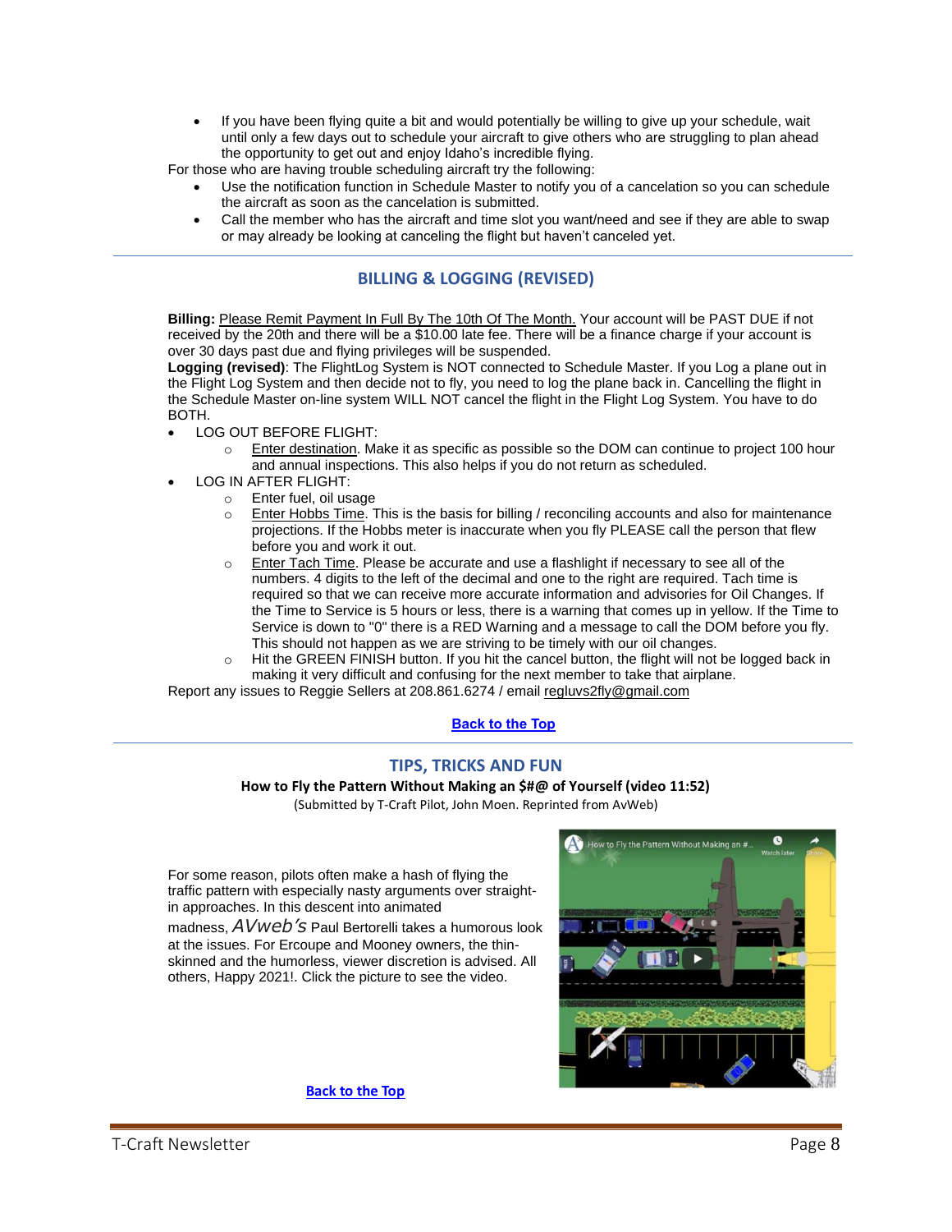- If you have been flying quite a bit and would potentially be willing to give up your schedule, wait until only a few days out to schedule your aircraft to give others who are struggling to plan ahead the opportunity to get out and enjoy Idaho's incredible flying.

For those who are having trouble scheduling aircraft try the following:

- Use the notification function in Schedule Master to notify you of a cancelation so you can schedule the aircraft as soon as the cancelation is submitted.
- Call the member who has the aircraft and time slot you want/need and see if they are able to swap or may already be looking at canceling the flight but haven't canceled yet.

## BILLING & LOGGING (REVISED)

**Billing:** Please Remit Payment In Full By The 10th Of The Month. Your account will be PAST DUE if not received by the 20th and there will be a $10.00 late fee. There will be a finance charge if your account is over 30 days past due and flying privileges will be suspended.

**Logging (revised)**: The FlightLog System is NOT connected to Schedule Master. If you Log a plane out in the Flight Log System and then decide not to fly, you need to log the plane back in. Cancelling the flight in the Schedule Master on-line system WILL NOT cancel the flight in the Flight Log System. You have to do BOTH.

- LOG OUT BEFORE FLIGHT:
  - Enter destination. Make it as specific as possible so the DOM can continue to project 100 hour and annual inspections. This also helps if you do not return as scheduled.
- LOG IN AFTER FLIGHT:
  - Enter fuel, oil usage
  - Enter Hobbs Time. This is the basis for billing / reconciling accounts and also for maintenance projections. If the Hobbs meter is inaccurate when you fly PLEASE call the person that flew before you and work it out.
  - Enter Tach Time. Please be accurate and use a flashlight if necessary to see all of the numbers. 4 digits to the left of the decimal and one to the right are required. Tach time is required so that we can receive more accurate information and advisories for Oil Changes. If the Time to Service is 5 hours or less, there is a warning that comes up in yellow. If the Time to Service is down to "0" there is a RED Warning and a message to call the DOM before you fly. This should not happen as we are striving to be timely with our oil changes.
  - Hit the GREEN FINISH button. If you hit the cancel button, the flight will not be logged back in making it very difficult and confusing for the next member to take that airplane.

Report any issues to Reggie Sellers at 208.861.6274 / email regluvs2fly@gmail.com

**Back to the Top**

## TIPS, TRICKS AND FUN

**How to Fly the Pattern Without Making an $#@ of Yourself (video 11:52)**

(Submitted by T-Craft Pilot, John Moen. Reprinted from AvWeb)

For some reason, pilots often make a hash of flying the traffic pattern with especially nasty arguments over straight-in approaches. In this descent into animated madness, *AVweb's* Paul Bertorelli takes a humorous look at the issues. For Ercoupe and Mooney owners, the thin-skinned and the humorless, viewer discretion is advised. All others, Happy 2021!. Click the picture to see the video.

**Back to the Top**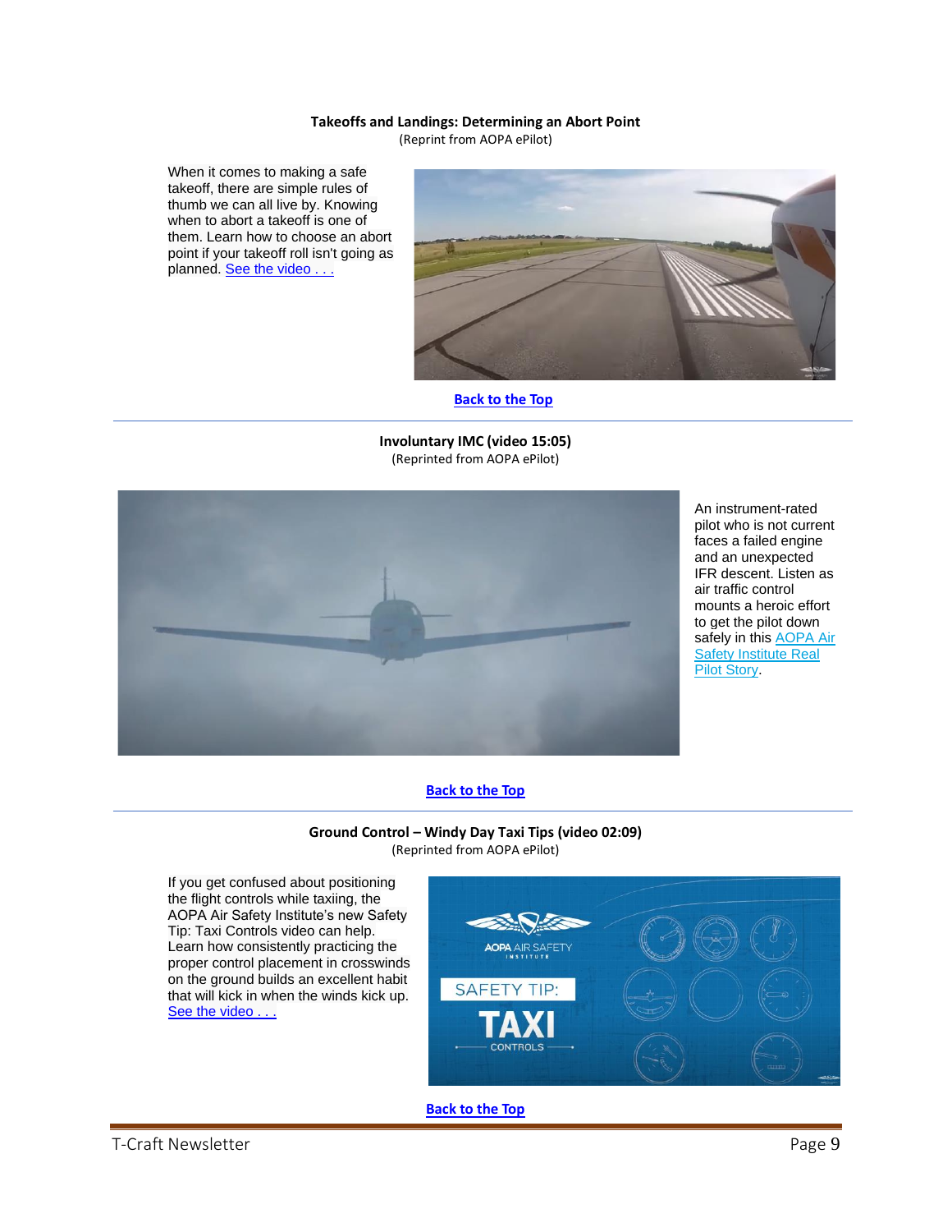**Takeoffs and Landings: Determining an Abort Point**

(Reprint from AOPA ePilot)

When it comes to making a safe takeoff, there are simple rules of thumb we can all live by. Knowing when to abort a takeoff is one of them. Learn how to choose an abort point if your takeoff roll isn't going as planned. See the video . . .

Back to the Top

---

**Involuntary IMC (video 15:05)**

(Reprinted from AOPA ePilot)

An instrument-rated pilot who is not current faces a failed engine and an unexpected IFR descent. Listen as air traffic control mounts a heroic effort to get the pilot down safely in this AOPA Air Safety Institute Real Pilot Story.

Back to the Top

---

**Ground Control – Windy Day Taxi Tips (video 02:09)**

(Reprinted from AOPA ePilot)

If you get confused about positioning the flight controls while taxiing, the AOPA Air Safety Institute's new Safety Tip: Taxi Controls video can help. Learn how consistently practicing the proper control placement in crosswinds on the ground builds an excellent habit that will kick in when the winds kick up. See the video . . .

Back to the Top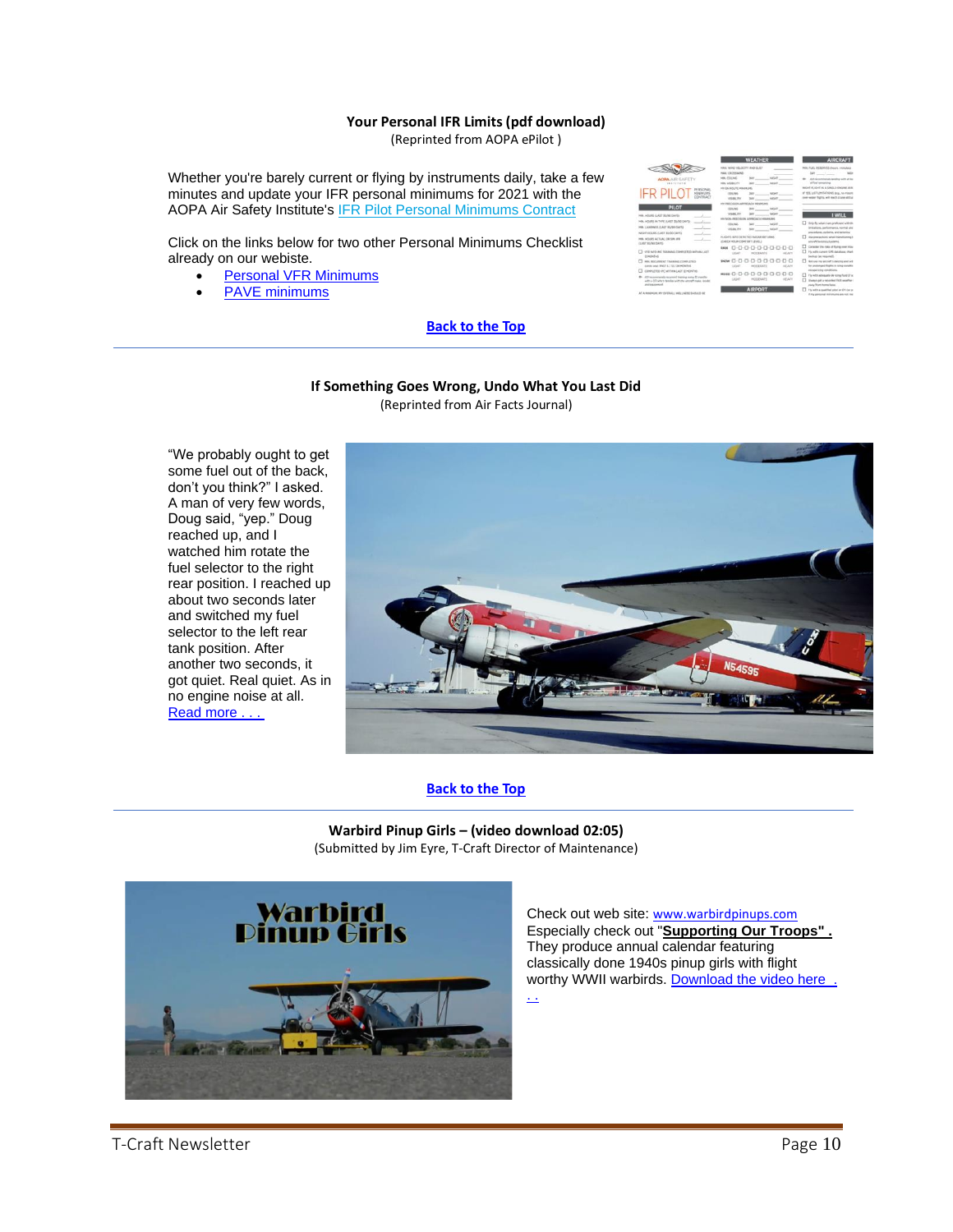**Your Personal IFR Limits (pdf download)**
(Reprinted from AOPA ePilot )

Whether you're barely current or flying by instruments daily, take a few minutes and update your IFR personal minimums for 2021 with the AOPA Air Safety Institute's IFR Pilot Personal Minimums Contract

Click on the links below for two other Personal Minimums Checklist already on our webiste.

- Personal VFR Minimums
- PAVE minimums

**Back to the Top**

---

**If Something Goes Wrong, Undo What You Last Did**
(Reprinted from Air Facts Journal)

"We probably ought to get some fuel out of the back, don't you think?" I asked. A man of very few words, Doug said, "yep." Doug reached up, and I watched him rotate the fuel selector to the right rear position. I reached up about two seconds later and switched my fuel selector to the left rear tank position. After another two seconds, it got quiet. Real quiet. As in no engine noise at all. Read more . . .

**Back to the Top**

---

**Warbird Pinup Girls – (video download 02:05)**
(Submitted by Jim Eyre, T-Craft Director of Maintenance)

Check out web site: www.warbirdpinups.com
Especially check out "**Supporting Our Troops" .** They produce annual calendar featuring classically done 1940s pinup girls with flight worthy WWII warbirds. Download the video here . . .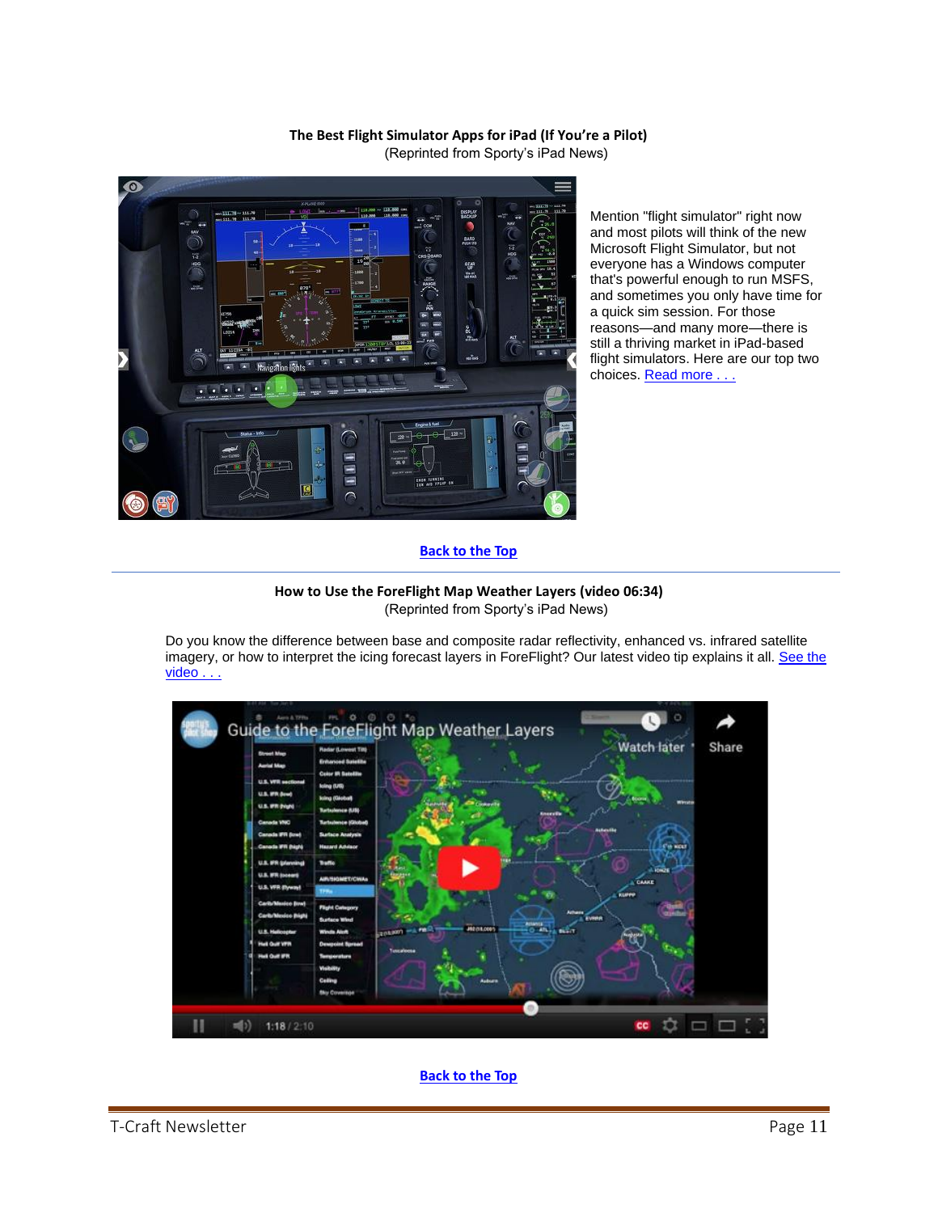**The Best Flight Simulator Apps for iPad (If You're a Pilot)**
(Reprinted from Sporty's iPad News)

Mention "flight simulator" right now and most pilots will think of the new Microsoft Flight Simulator, but not everyone has a Windows computer that's powerful enough to run MSFS, and sometimes you only have time for a quick sim session. For those reasons—and many more—there is still a thriving market in iPad-based flight simulators. Here are our top two choices. Read more . . .

**Back to the Top**

---

**How to Use the ForeFlight Map Weather Layers (video 06:34)**
(Reprinted from Sporty's iPad News)

Do you know the difference between base and composite radar reflectivity, enhanced vs. infrared satellite imagery, or how to interpret the icing forecast layers in ForeFlight? Our latest video tip explains it all. See the video . . .

**Back to the Top**